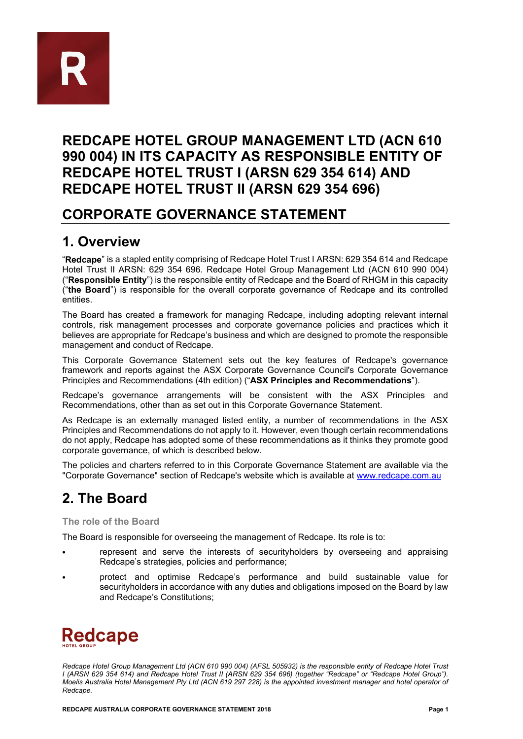# REDCAPE HOTEL GROUP MANAGEMENT LTD (ACN 610 990 004) IN ITS CAPACITY AS RESPONSIBLE ENTITY OF REDCAPE HOTEL TRUST I (ARSN 629 354 614) AND REDCAPE HOTEL TRUST II (ARSN 629 354 696)

# CORPORATE GOVERNANCE STATEMENT

## 1. Overview

"**Redcape**" is a stapled entity comprising of Redcape Hotel Trust I ARSN: 629 354 614 and Redcape Hotel Trust II ARSN: 629 354 696. Redcape Hotel Group Management Ltd (ACN 610 990 004) ("**Responsible Entity**") is the responsible entity of Redcape and the Board of RHGM in this capacity ("**the Board**") is responsible for the overall corporate governance of Redcape and its controlled entities.

The Board has created a framework for managing Redcape, including adopting relevant internal controls, risk management processes and corporate governance policies and practices which it believes are appropriate for Redcape's business and which are designed to promote the responsible management and conduct of Redcape.

This Corporate Governance Statement sets out the key features of Redcape's governance framework and reports against the ASX Corporate Governance Council's Corporate Governance Principles and Recommendations (4th edition) ("**ASX Principles and Recommendations**").

Redcape's governance arrangements will be consistent with the ASX Principles and Recommendations, other than as set out in this Corporate Governance Statement.

As Redcape is an externally managed listed entity, a number of recommendations in the ASX Principles and Recommendations do not apply to it. However, even though certain recommendations do not apply, Redcape has adopted some of these recommendations as it thinks they promote good corporate governance, of which is described below.

The policies and charters referred to in this Corporate Governance Statement are available via the "Corporate Governance" section of Redcape's website which is available at www.redcape.com.au

## 2. The Board

### The role of the Board

The Board is responsible for overseeing the management of Redcape. Its role is to:

- represent and serve the interests of securityholders by overseeing and appraising Redcape's strategies, policies and performance;
- protect and optimise Redcape's performance and build sustainable value for securityholders in accordance with any duties and obligations imposed on the Board by law and Redcape's Constitutions;

*Redcape Hotel Group Management Ltd (ACN 610 990 004) (AFSL 505932) is the responsible entity of Redcape Hotel Trust I (ARSN 629 354 614) and Redcape Hotel Trust II (ARSN 629 354 696) (together "Redcape" or "Redcape Hotel Group"). Moelis Australia Hotel Management Pty Ltd (ACN 619 297 228) is the appointed investment manager and hotel operator of Redcape.*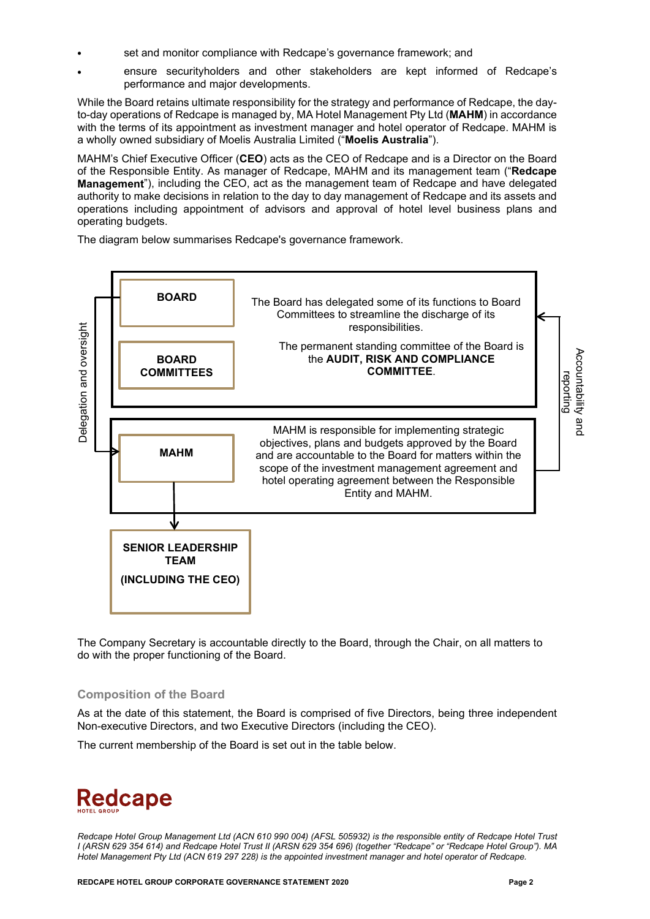- set and monitor compliance with Redcape's governance framework; and
- ensure securityholders and other stakeholders are kept informed of Redcape's performance and major developments.

While the Board retains ultimate responsibility for the strategy and performance of Redcape, the day-to-day operations of Redcape is managed by, MA Hotel Management Pty Ltd (**MAHM**) in accordance with the terms of its appointment as investment manager and hotel operator of Redcape. MAHM is a wholly owned subsidiary of Moelis Australia Limited ("**Moelis Australia**").

MAHM's Chief Executive Officer (**CEO**) acts as the CEO of Redcape and is a Director on the Board of the Responsible Entity. As manager of Redcape, MAHM and its management team ("**Redcape Management**"), including the CEO, act as the management team of Redcape and have delegated authority to make decisions in relation to the day to day management of Redcape and its assets and operations including appointment of advisors and approval of hotel level business plans and operating budgets.

The diagram below summarises Redcape's governance framework.

Delegation and oversight

**BOARD**

**BOARD COMMITTEES**

The Board has delegated some of its functions to Board Committees to streamline the discharge of its responsibilities.

The permanent standing committee of the Board is the **AUDIT, RISK AND COMPLIANCE COMMITTEE**.

**MAHM**

MAHM is responsible for implementing strategic objectives, plans and budgets approved by the Board and are accountable to the Board for matters within the scope of the investment management agreement and hotel operating agreement between the Responsible Entity and MAHM.

Accountability and reporting

**SENIOR LEADERSHIP TEAM**

**(INCLUDING THE CEO)**

The Company Secretary is accountable directly to the Board, through the Chair, on all matters to do with the proper functioning of the Board.

## Composition of the Board

As at the date of this statement, the Board is comprised of five Directors, being three independent Non-executive Directors, and two Executive Directors (including the CEO).

The current membership of the Board is set out in the table below.

Redcape HOTEL GROUP

*Redcape Hotel Group Management Ltd (ACN 610 990 004) (AFSL 505932) is the responsible entity of Redcape Hotel Trust I (ARSN 629 354 614) and Redcape Hotel Trust II (ARSN 629 354 696) (together "Redcape" or "Redcape Hotel Group"). MA Hotel Management Pty Ltd (ACN 619 297 228) is the appointed investment manager and hotel operator of Redcape.*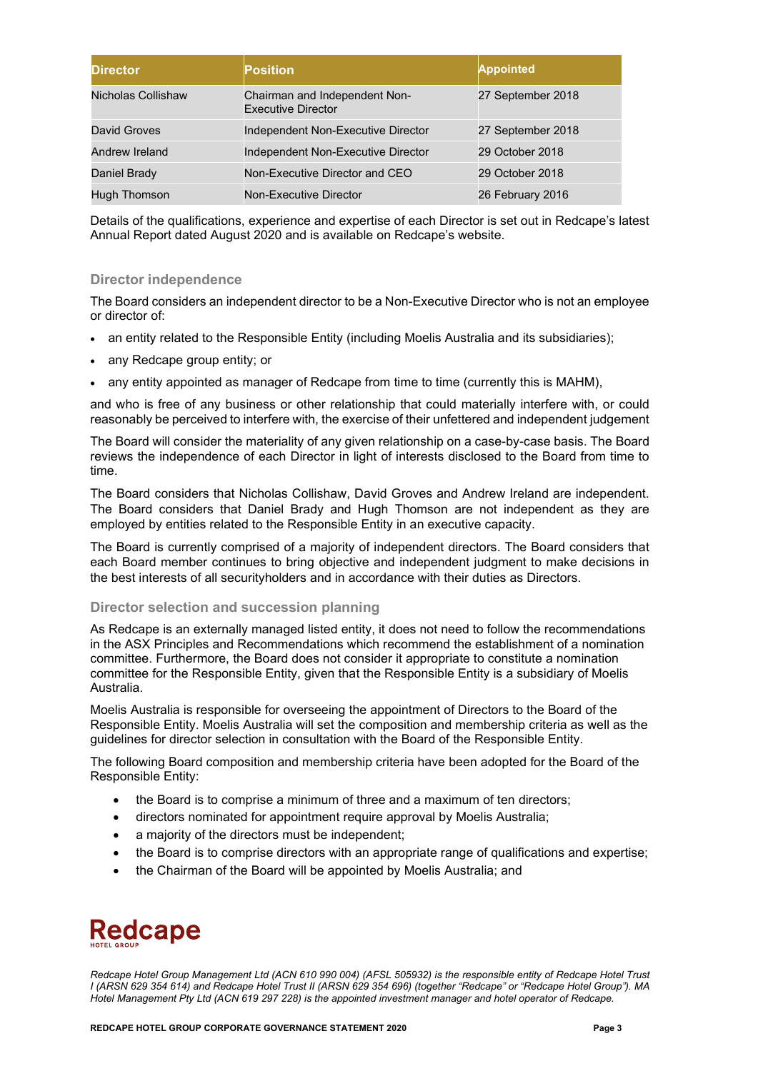| Director | Position | Appointed |
| --- | --- | --- |
| Nicholas Collishaw | Chairman and Independent Non-Executive Director | 27 September 2018 |
| David Groves | Independent Non-Executive Director | 27 September 2018 |
| Andrew Ireland | Independent Non-Executive Director | 29 October 2018 |
| Daniel Brady | Non-Executive Director and CEO | 29 October 2018 |
| Hugh Thomson | Non-Executive Director | 26 February 2016 |

Details of the qualifications, experience and expertise of each Director is set out in Redcape's latest Annual Report dated August 2020 and is available on Redcape's website.

### Director independence

The Board considers an independent director to be a Non-Executive Director who is not an employee or director of:

- an entity related to the Responsible Entity (including Moelis Australia and its subsidiaries);
- any Redcape group entity; or
- any entity appointed as manager of Redcape from time to time (currently this is MAHM),

and who is free of any business or other relationship that could materially interfere with, or could reasonably be perceived to interfere with, the exercise of their unfettered and independent judgement

The Board will consider the materiality of any given relationship on a case-by-case basis. The Board reviews the independence of each Director in light of interests disclosed to the Board from time to time.

The Board considers that Nicholas Collishaw, David Groves and Andrew Ireland are independent. The Board considers that Daniel Brady and Hugh Thomson are not independent as they are employed by entities related to the Responsible Entity in an executive capacity.

The Board is currently comprised of a majority of independent directors. The Board considers that each Board member continues to bring objective and independent judgment to make decisions in the best interests of all securityholders and in accordance with their duties as Directors.

### Director selection and succession planning

As Redcape is an externally managed listed entity, it does not need to follow the recommendations in the ASX Principles and Recommendations which recommend the establishment of a nomination committee. Furthermore, the Board does not consider it appropriate to constitute a nomination committee for the Responsible Entity, given that the Responsible Entity is a subsidiary of Moelis Australia.

Moelis Australia is responsible for overseeing the appointment of Directors to the Board of the Responsible Entity. Moelis Australia will set the composition and membership criteria as well as the guidelines for director selection in consultation with the Board of the Responsible Entity.

The following Board composition and membership criteria have been adopted for the Board of the Responsible Entity:

- the Board is to comprise a minimum of three and a maximum of ten directors;
- directors nominated for appointment require approval by Moelis Australia;
- a majority of the directors must be independent;
- the Board is to comprise directors with an appropriate range of qualifications and expertise;
- the Chairman of the Board will be appointed by Moelis Australia; and

*Redcape Hotel Group Management Ltd (ACN 610 990 004) (AFSL 505932) is the responsible entity of Redcape Hotel Trust I (ARSN 629 354 614) and Redcape Hotel Trust II (ARSN 629 354 696) (together "Redcape" or "Redcape Hotel Group"). MA Hotel Management Pty Ltd (ACN 619 297 228) is the appointed investment manager and hotel operator of Redcape.*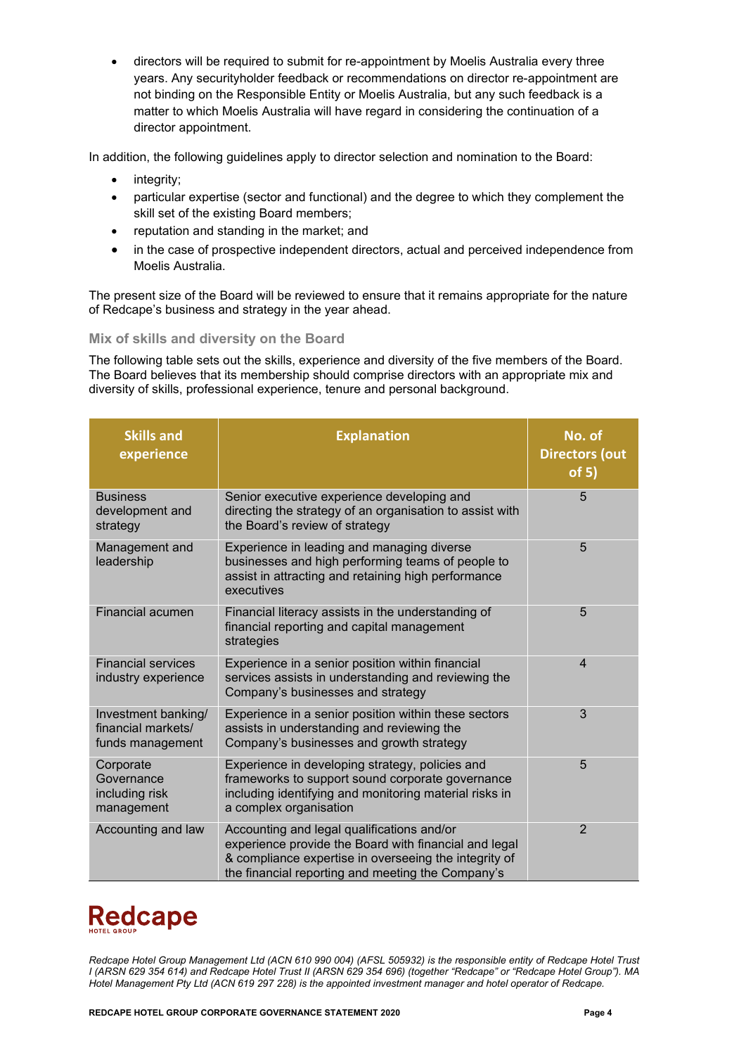- directors will be required to submit for re-appointment by Moelis Australia every three years. Any securityholder feedback or recommendations on director re-appointment are not binding on the Responsible Entity or Moelis Australia, but any such feedback is a matter to which Moelis Australia will have regard in considering the continuation of a director appointment.

In addition, the following guidelines apply to director selection and nomination to the Board:

- integrity;
- particular expertise (sector and functional) and the degree to which they complement the skill set of the existing Board members;
- reputation and standing in the market; and
- in the case of prospective independent directors, actual and perceived independence from Moelis Australia.

The present size of the Board will be reviewed to ensure that it remains appropriate for the nature of Redcape's business and strategy in the year ahead.

### Mix of skills and diversity on the Board

The following table sets out the skills, experience and diversity of the five members of the Board. The Board believes that its membership should comprise directors with an appropriate mix and diversity of skills, professional experience, tenure and personal background.

| Skills and experience | Explanation | No. of Directors (out of 5) |
|---|---|---|
| Business development and strategy | Senior executive experience developing and directing the strategy of an organisation to assist with the Board's review of strategy | 5 |
| Management and leadership | Experience in leading and managing diverse businesses and high performing teams of people to assist in attracting and retaining high performance executives | 5 |
| Financial acumen | Financial literacy assists in the understanding of financial reporting and capital management strategies | 5 |
| Financial services industry experience | Experience in a senior position within financial services assists in understanding and reviewing the Company's businesses and strategy | 4 |
| Investment banking/ financial markets/ funds management | Experience in a senior position within these sectors assists in understanding and reviewing the Company's businesses and growth strategy | 3 |
| Corporate Governance including risk management | Experience in developing strategy, policies and frameworks to support sound corporate governance including identifying and monitoring material risks in a complex organisation | 5 |
| Accounting and law | Accounting and legal qualifications and/or experience provide the Board with financial and legal & compliance expertise in overseeing the integrity of the financial reporting and meeting the Company's | 2 |

Redcape HOTEL GROUP

*Redcape Hotel Group Management Ltd (ACN 610 990 004) (AFSL 505932) is the responsible entity of Redcape Hotel Trust I (ARSN 629 354 614) and Redcape Hotel Trust II (ARSN 629 354 696) (together "Redcape" or "Redcape Hotel Group"). MA Hotel Management Pty Ltd (ACN 619 297 228) is the appointed investment manager and hotel operator of Redcape.*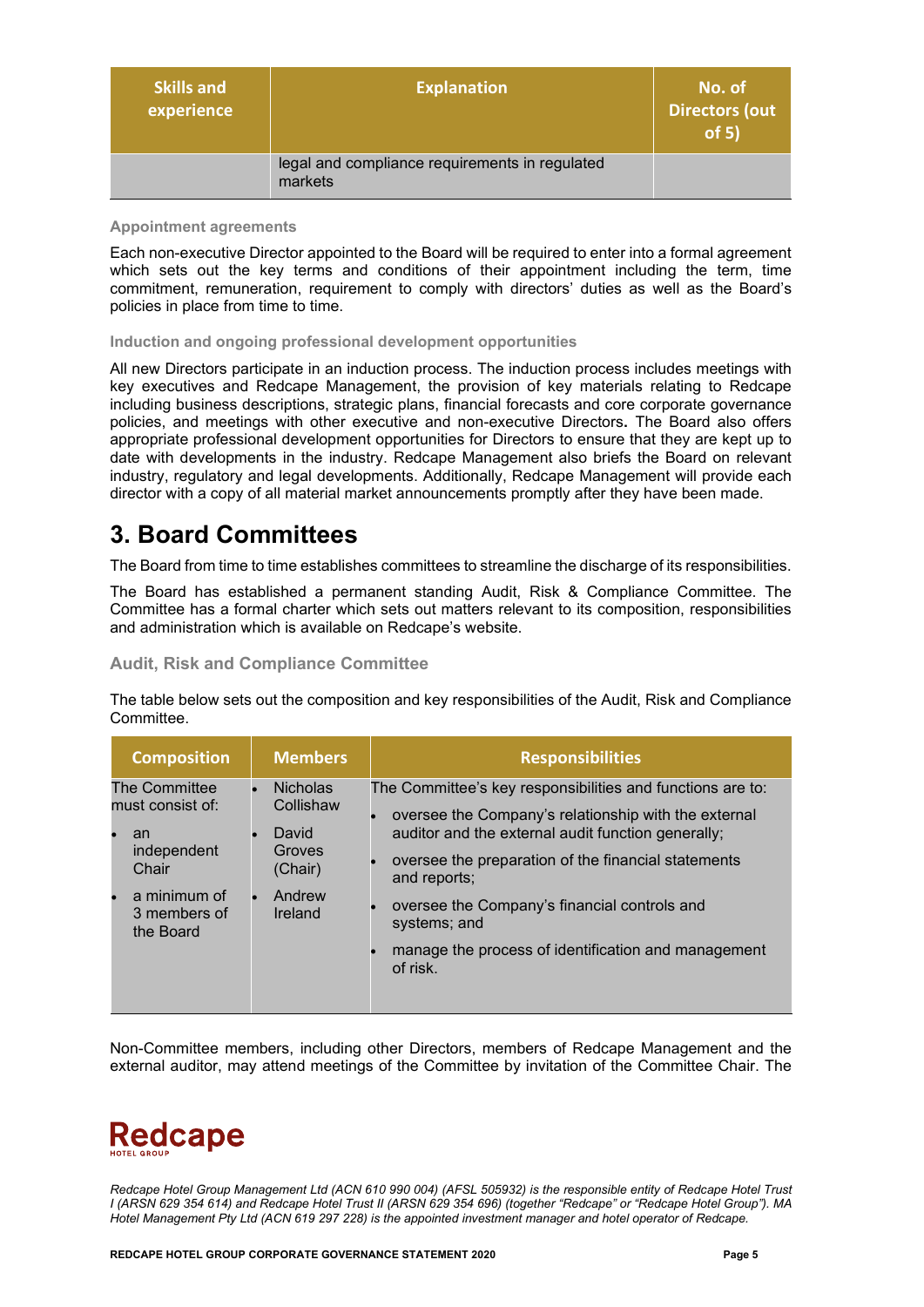| Skills and experience | Explanation | No. of Directors (out of 5) |
| --- | --- | --- |
| | legal and compliance requirements in regulated markets | |

### Appointment agreements

Each non-executive Director appointed to the Board will be required to enter into a formal agreement which sets out the key terms and conditions of their appointment including the term, time commitment, remuneration, requirement to comply with directors' duties as well as the Board's policies in place from time to time.

### Induction and ongoing professional development opportunities

All new Directors participate in an induction process. The induction process includes meetings with key executives and Redcape Management, the provision of key materials relating to Redcape including business descriptions, strategic plans, financial forecasts and core corporate governance policies, and meetings with other executive and non-executive Directors**.** The Board also offers appropriate professional development opportunities for Directors to ensure that they are kept up to date with developments in the industry. Redcape Management also briefs the Board on relevant industry, regulatory and legal developments. Additionally, Redcape Management will provide each director with a copy of all material market announcements promptly after they have been made.

## 3. Board Committees

The Board from time to time establishes committees to streamline the discharge of its responsibilities.

The Board has established a permanent standing Audit, Risk & Compliance Committee. The Committee has a formal charter which sets out matters relevant to its composition, responsibilities and administration which is available on Redcape's website.

### Audit, Risk and Compliance Committee

The table below sets out the composition and key responsibilities of the Audit, Risk and Compliance Committee.

| Composition | Members | Responsibilities |
| --- | --- | --- |
| The Committee must consist of: <br>• an independent Chair <br>• a minimum of 3 members of the Board | • Nicholas Collishaw <br>• David Groves (Chair) <br>• Andrew Ireland | The Committee's key responsibilities and functions are to: <br>• oversee the Company's relationship with the external auditor and the external audit function generally; <br>• oversee the preparation of the financial statements and reports; <br>• oversee the Company's financial controls and systems; and <br>• manage the process of identification and management of risk. |

Non-Committee members, including other Directors, members of Redcape Management and the external auditor, may attend meetings of the Committee by invitation of the Committee Chair. The

Redcape

HOTEL GROUP

*Redcape Hotel Group Management Ltd (ACN 610 990 004) (AFSL 505932) is the responsible entity of Redcape Hotel Trust I (ARSN 629 354 614) and Redcape Hotel Trust II (ARSN 629 354 696) (together "Redcape" or "Redcape Hotel Group"). MA Hotel Management Pty Ltd (ACN 619 297 228) is the appointed investment manager and hotel operator of Redcape.*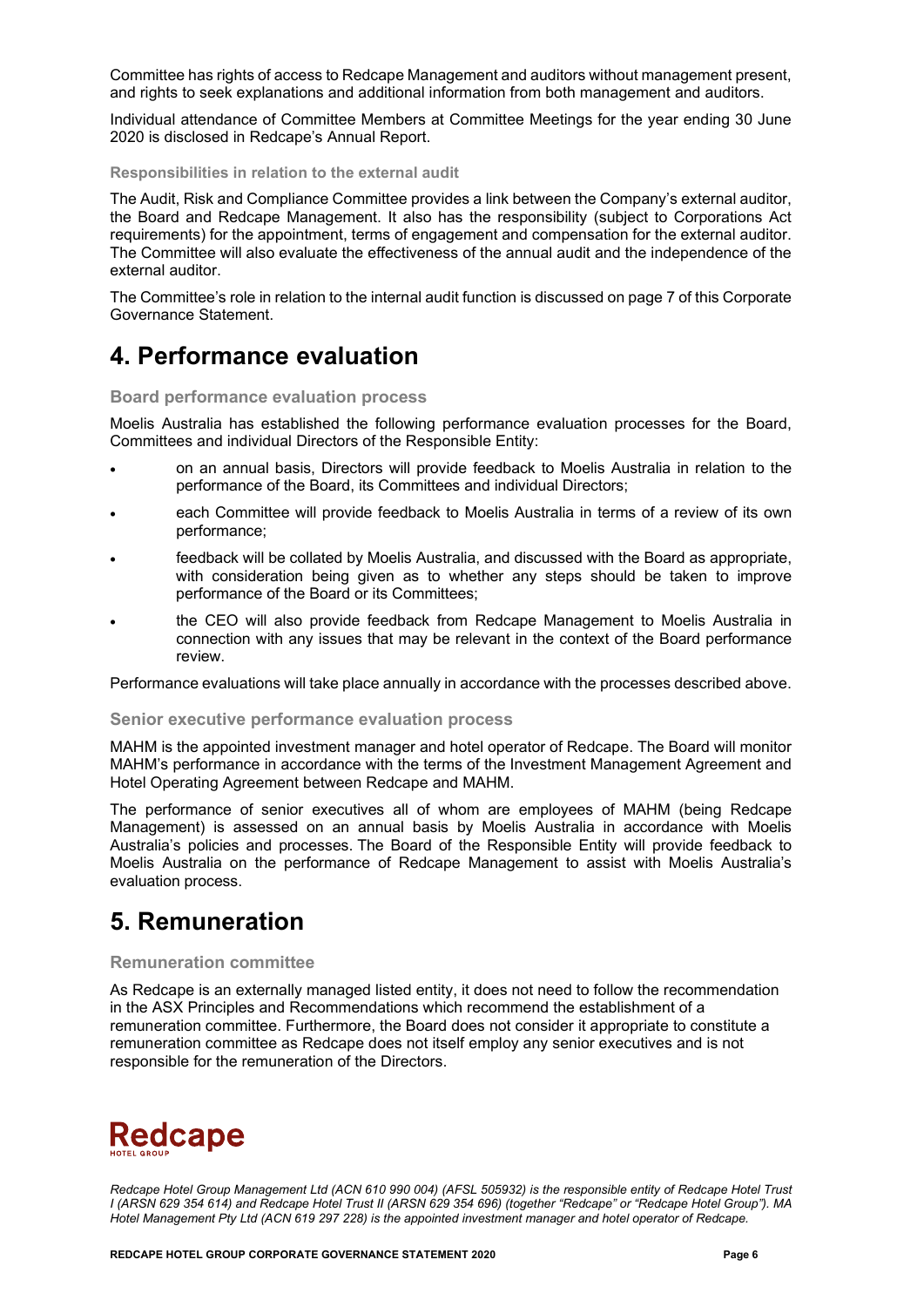Committee has rights of access to Redcape Management and auditors without management present, and rights to seek explanations and additional information from both management and auditors.

Individual attendance of Committee Members at Committee Meetings for the year ending 30 June 2020 is disclosed in Redcape's Annual Report.

### Responsibilities in relation to the external audit

The Audit, Risk and Compliance Committee provides a link between the Company's external auditor, the Board and Redcape Management. It also has the responsibility (subject to Corporations Act requirements) for the appointment, terms of engagement and compensation for the external auditor. The Committee will also evaluate the effectiveness of the annual audit and the independence of the external auditor.

The Committee's role in relation to the internal audit function is discussed on page 7 of this Corporate Governance Statement.

## 4. Performance evaluation

### Board performance evaluation process

Moelis Australia has established the following performance evaluation processes for the Board, Committees and individual Directors of the Responsible Entity:

- on an annual basis, Directors will provide feedback to Moelis Australia in relation to the performance of the Board, its Committees and individual Directors;
- each Committee will provide feedback to Moelis Australia in terms of a review of its own performance;
- feedback will be collated by Moelis Australia, and discussed with the Board as appropriate, with consideration being given as to whether any steps should be taken to improve performance of the Board or its Committees;
- the CEO will also provide feedback from Redcape Management to Moelis Australia in connection with any issues that may be relevant in the context of the Board performance review.

Performance evaluations will take place annually in accordance with the processes described above.

### Senior executive performance evaluation process

MAHM is the appointed investment manager and hotel operator of Redcape. The Board will monitor MAHM's performance in accordance with the terms of the Investment Management Agreement and Hotel Operating Agreement between Redcape and MAHM.

The performance of senior executives all of whom are employees of MAHM (being Redcape Management) is assessed on an annual basis by Moelis Australia in accordance with Moelis Australia's policies and processes. The Board of the Responsible Entity will provide feedback to Moelis Australia on the performance of Redcape Management to assist with Moelis Australia's evaluation process.

## 5. Remuneration

### Remuneration committee

As Redcape is an externally managed listed entity, it does not need to follow the recommendation in the ASX Principles and Recommendations which recommend the establishment of a remuneration committee. Furthermore, the Board does not consider it appropriate to constitute a remuneration committee as Redcape does not itself employ any senior executives and is not responsible for the remuneration of the Directors.

*Redcape Hotel Group Management Ltd (ACN 610 990 004) (AFSL 505932) is the responsible entity of Redcape Hotel Trust I (ARSN 629 354 614) and Redcape Hotel Trust II (ARSN 629 354 696) (together "Redcape" or "Redcape Hotel Group"). MA Hotel Management Pty Ltd (ACN 619 297 228) is the appointed investment manager and hotel operator of Redcape.*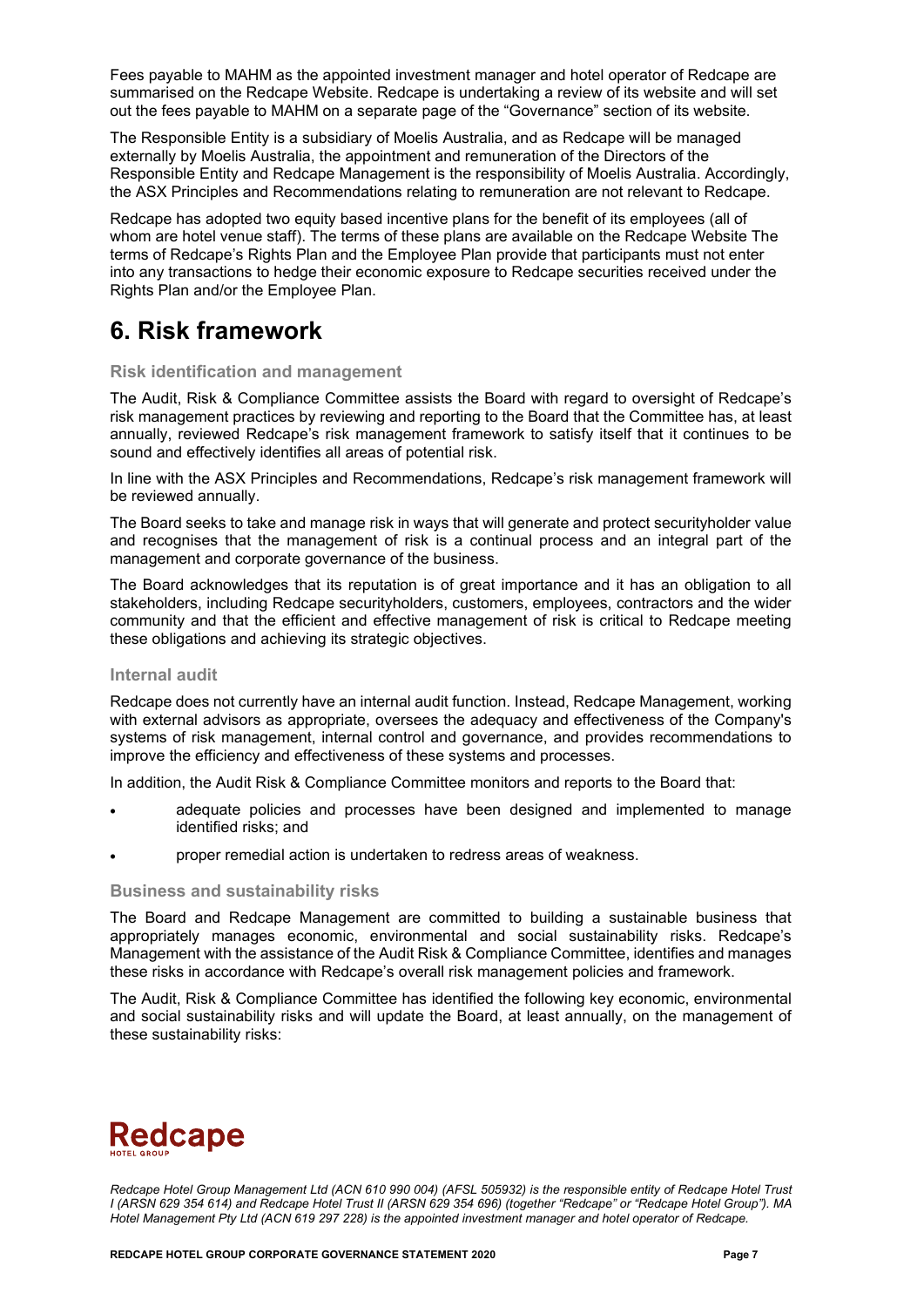Fees payable to MAHM as the appointed investment manager and hotel operator of Redcape are summarised on the Redcape Website. Redcape is undertaking a review of its website and will set out the fees payable to MAHM on a separate page of the "Governance" section of its website.

The Responsible Entity is a subsidiary of Moelis Australia, and as Redcape will be managed externally by Moelis Australia, the appointment and remuneration of the Directors of the Responsible Entity and Redcape Management is the responsibility of Moelis Australia. Accordingly, the ASX Principles and Recommendations relating to remuneration are not relevant to Redcape.

Redcape has adopted two equity based incentive plans for the benefit of its employees (all of whom are hotel venue staff). The terms of these plans are available on the Redcape Website The terms of Redcape's Rights Plan and the Employee Plan provide that participants must not enter into any transactions to hedge their economic exposure to Redcape securities received under the Rights Plan and/or the Employee Plan.

# 6. Risk framework

### Risk identification and management

The Audit, Risk & Compliance Committee assists the Board with regard to oversight of Redcape's risk management practices by reviewing and reporting to the Board that the Committee has, at least annually, reviewed Redcape's risk management framework to satisfy itself that it continues to be sound and effectively identifies all areas of potential risk.

In line with the ASX Principles and Recommendations, Redcape's risk management framework will be reviewed annually.

The Board seeks to take and manage risk in ways that will generate and protect securityholder value and recognises that the management of risk is a continual process and an integral part of the management and corporate governance of the business.

The Board acknowledges that its reputation is of great importance and it has an obligation to all stakeholders, including Redcape securityholders, customers, employees, contractors and the wider community and that the efficient and effective management of risk is critical to Redcape meeting these obligations and achieving its strategic objectives.

### Internal audit

Redcape does not currently have an internal audit function. Instead, Redcape Management, working with external advisors as appropriate, oversees the adequacy and effectiveness of the Company's systems of risk management, internal control and governance, and provides recommendations to improve the efficiency and effectiveness of these systems and processes.

In addition, the Audit Risk & Compliance Committee monitors and reports to the Board that:

- adequate policies and processes have been designed and implemented to manage identified risks; and
- proper remedial action is undertaken to redress areas of weakness.

### Business and sustainability risks

The Board and Redcape Management are committed to building a sustainable business that appropriately manages economic, environmental and social sustainability risks. Redcape's Management with the assistance of the Audit Risk & Compliance Committee, identifies and manages these risks in accordance with Redcape's overall risk management policies and framework.

The Audit, Risk & Compliance Committee has identified the following key economic, environmental and social sustainability risks and will update the Board, at least annually, on the management of these sustainability risks:

*Redcape Hotel Group Management Ltd (ACN 610 990 004) (AFSL 505932) is the responsible entity of Redcape Hotel Trust I (ARSN 629 354 614) and Redcape Hotel Trust II (ARSN 629 354 696) (together "Redcape" or "Redcape Hotel Group"). MA Hotel Management Pty Ltd (ACN 619 297 228) is the appointed investment manager and hotel operator of Redcape.*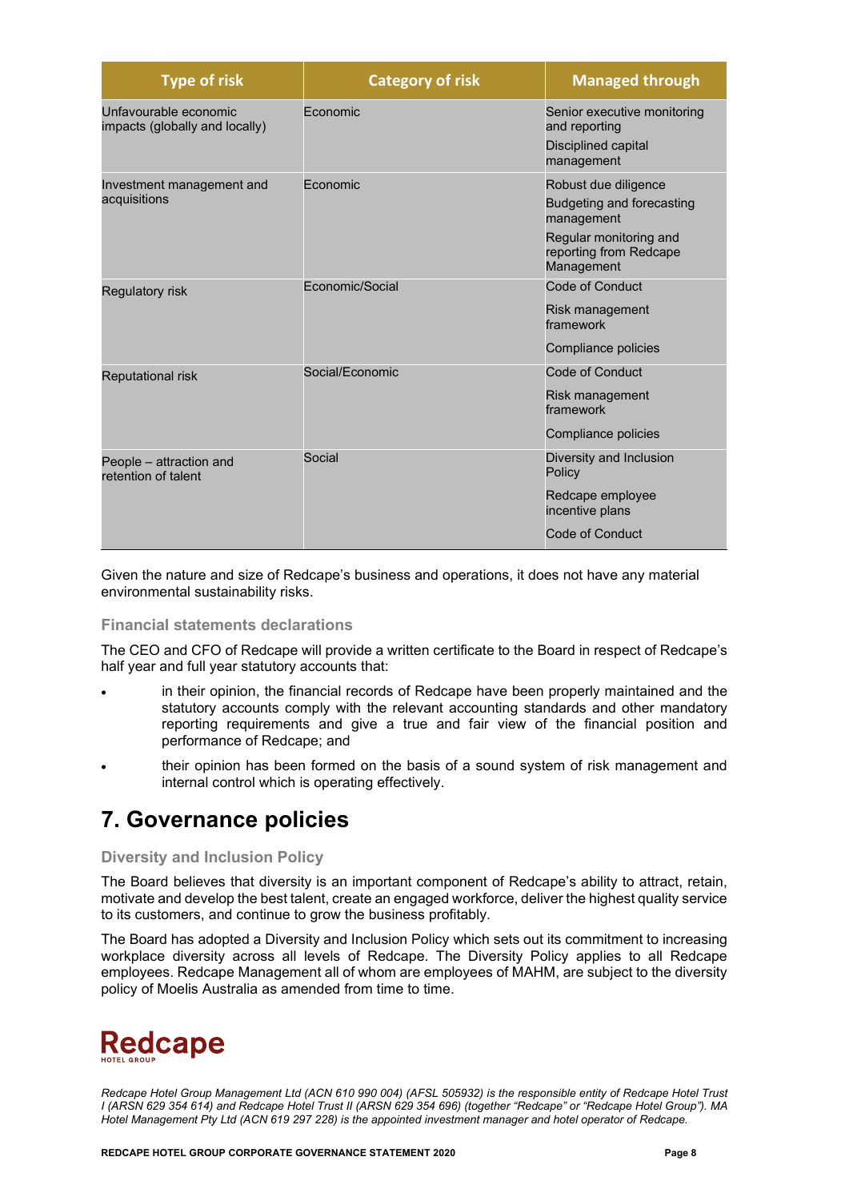| Type of risk | Category of risk | Managed through |
| --- | --- | --- |
| Unfavourable economic impacts (globally and locally) | Economic | Senior executive monitoring and reporting<br>Disciplined capital management |
| Investment management and acquisitions | Economic | Robust due diligence<br>Budgeting and forecasting management<br>Regular monitoring and reporting from Redcape Management |
| Regulatory risk | Economic/Social | Code of Conduct<br>Risk management framework<br>Compliance policies |
| Reputational risk | Social/Economic | Code of Conduct<br>Risk management framework<br>Compliance policies |
| People – attraction and retention of talent | Social | Diversity and Inclusion Policy<br>Redcape employee incentive plans<br>Code of Conduct |

Given the nature and size of Redcape's business and operations, it does not have any material environmental sustainability risks.

### Financial statements declarations

The CEO and CFO of Redcape will provide a written certificate to the Board in respect of Redcape's half year and full year statutory accounts that:

- in their opinion, the financial records of Redcape have been properly maintained and the statutory accounts comply with the relevant accounting standards and other mandatory reporting requirements and give a true and fair view of the financial position and performance of Redcape; and
- their opinion has been formed on the basis of a sound system of risk management and internal control which is operating effectively.

## 7. Governance policies

### Diversity and Inclusion Policy

The Board believes that diversity is an important component of Redcape's ability to attract, retain, motivate and develop the best talent, create an engaged workforce, deliver the highest quality service to its customers, and continue to grow the business profitably.

The Board has adopted a Diversity and Inclusion Policy which sets out its commitment to increasing workplace diversity across all levels of Redcape. The Diversity Policy applies to all Redcape employees. Redcape Management all of whom are employees of MAHM, are subject to the diversity policy of Moelis Australia as amended from time to time.

*Redcape Hotel Group Management Ltd (ACN 610 990 004) (AFSL 505932) is the responsible entity of Redcape Hotel Trust I (ARSN 629 354 614) and Redcape Hotel Trust II (ARSN 629 354 696) (together "Redcape" or "Redcape Hotel Group"). MA Hotel Management Pty Ltd (ACN 619 297 228) is the appointed investment manager and hotel operator of Redcape.*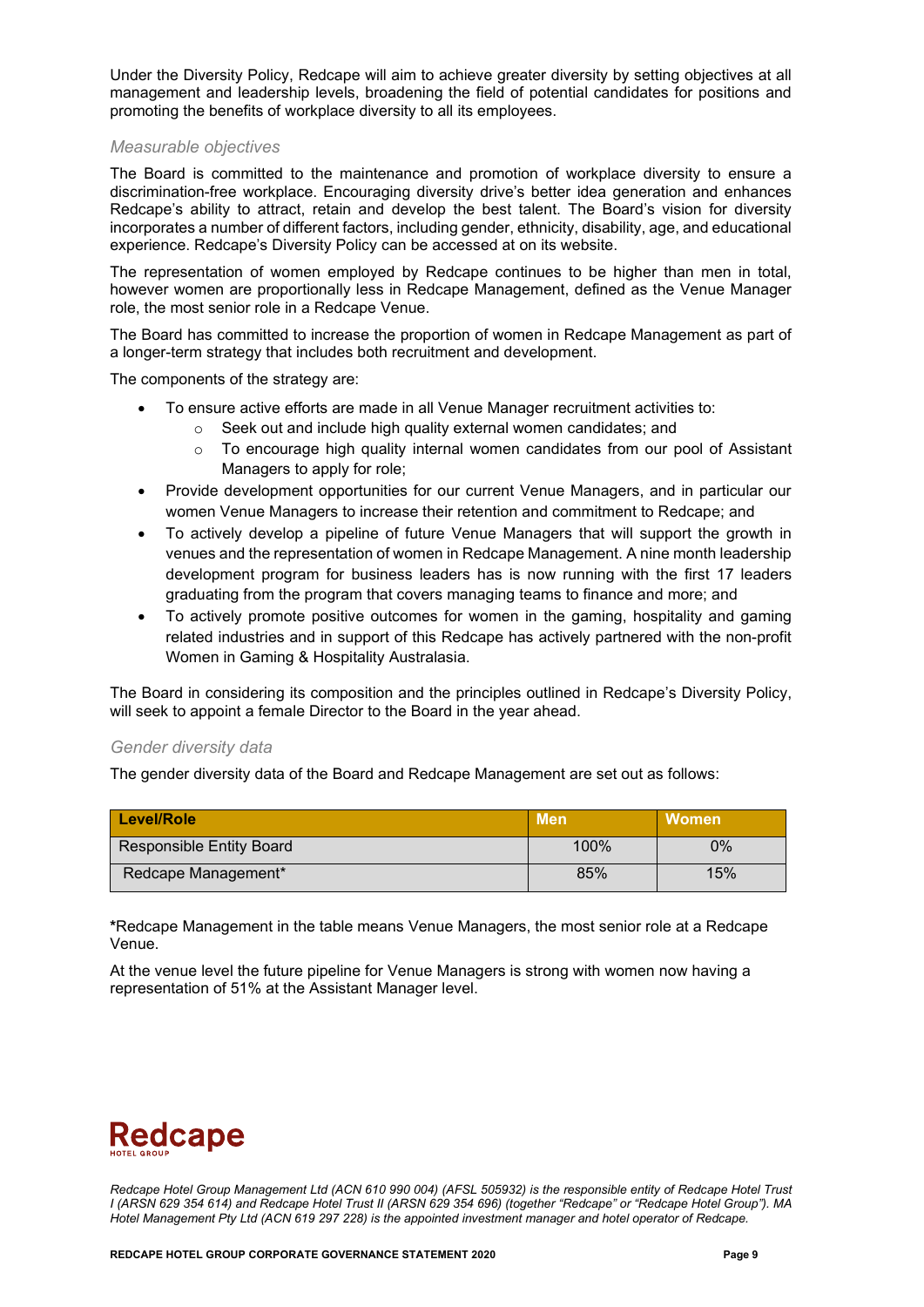Under the Diversity Policy, Redcape will aim to achieve greater diversity by setting objectives at all management and leadership levels, broadening the field of potential candidates for positions and promoting the benefits of workplace diversity to all its employees.

### *Measurable objectives*

The Board is committed to the maintenance and promotion of workplace diversity to ensure a discrimination-free workplace. Encouraging diversity drive's better idea generation and enhances Redcape's ability to attract, retain and develop the best talent. The Board's vision for diversity incorporates a number of different factors, including gender, ethnicity, disability, age, and educational experience. Redcape's Diversity Policy can be accessed at on its website.

The representation of women employed by Redcape continues to be higher than men in total, however women are proportionally less in Redcape Management, defined as the Venue Manager role, the most senior role in a Redcape Venue.

The Board has committed to increase the proportion of women in Redcape Management as part of a longer-term strategy that includes both recruitment and development.

The components of the strategy are:

- To ensure active efforts are made in all Venue Manager recruitment activities to:
  - Seek out and include high quality external women candidates; and
  - To encourage high quality internal women candidates from our pool of Assistant Managers to apply for role;
- Provide development opportunities for our current Venue Managers, and in particular our women Venue Managers to increase their retention and commitment to Redcape; and
- To actively develop a pipeline of future Venue Managers that will support the growth in venues and the representation of women in Redcape Management. A nine month leadership development program for business leaders has is now running with the first 17 leaders graduating from the program that covers managing teams to finance and more; and
- To actively promote positive outcomes for women in the gaming, hospitality and gaming related industries and in support of this Redcape has actively partnered with the non-profit Women in Gaming & Hospitality Australasia.

The Board in considering its composition and the principles outlined in Redcape's Diversity Policy, will seek to appoint a female Director to the Board in the year ahead.

### *Gender diversity data*

The gender diversity data of the Board and Redcape Management are set out as follows:

| Level/Role | Men | Women |
|---|---|---|
| Responsible Entity Board | 100% | 0% |
| Redcape Management* | 85% | 15% |

**\***Redcape Management in the table means Venue Managers, the most senior role at a Redcape Venue.

At the venue level the future pipeline for Venue Managers is strong with women now having a representation of 51% at the Assistant Manager level.

Redcape
HOTEL GROUP

*Redcape Hotel Group Management Ltd (ACN 610 990 004) (AFSL 505932) is the responsible entity of Redcape Hotel Trust I (ARSN 629 354 614) and Redcape Hotel Trust II (ARSN 629 354 696) (together "Redcape" or "Redcape Hotel Group"). MA Hotel Management Pty Ltd (ACN 619 297 228) is the appointed investment manager and hotel operator of Redcape.*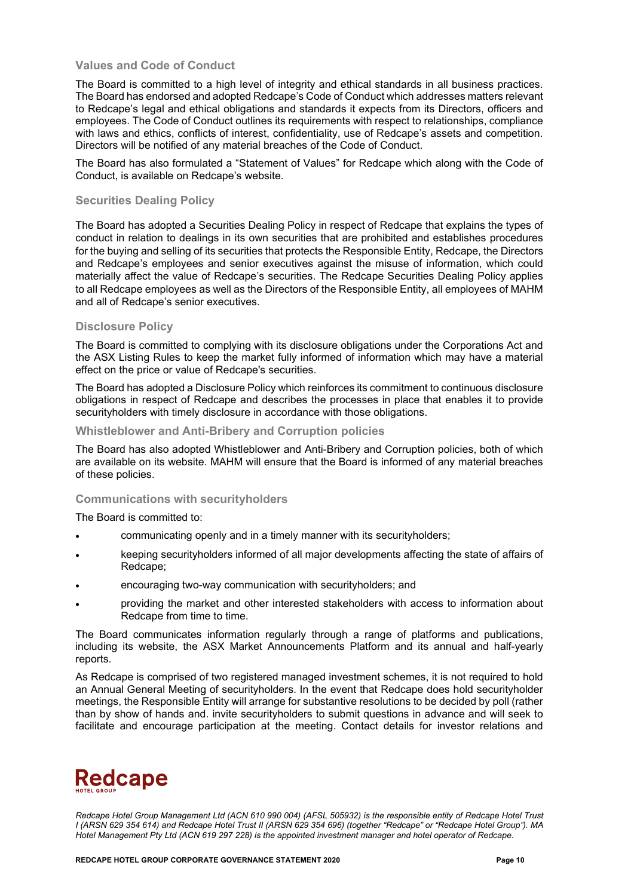### Values and Code of Conduct

The Board is committed to a high level of integrity and ethical standards in all business practices. The Board has endorsed and adopted Redcape's Code of Conduct which addresses matters relevant to Redcape's legal and ethical obligations and standards it expects from its Directors, officers and employees. The Code of Conduct outlines its requirements with respect to relationships, compliance with laws and ethics, conflicts of interest, confidentiality, use of Redcape's assets and competition. Directors will be notified of any material breaches of the Code of Conduct.

The Board has also formulated a "Statement of Values" for Redcape which along with the Code of Conduct, is available on Redcape's website.

### Securities Dealing Policy

The Board has adopted a Securities Dealing Policy in respect of Redcape that explains the types of conduct in relation to dealings in its own securities that are prohibited and establishes procedures for the buying and selling of its securities that protects the Responsible Entity, Redcape, the Directors and Redcape's employees and senior executives against the misuse of information, which could materially affect the value of Redcape's securities. The Redcape Securities Dealing Policy applies to all Redcape employees as well as the Directors of the Responsible Entity, all employees of MAHM and all of Redcape's senior executives.

### Disclosure Policy

The Board is committed to complying with its disclosure obligations under the Corporations Act and the ASX Listing Rules to keep the market fully informed of information which may have a material effect on the price or value of Redcape's securities.

The Board has adopted a Disclosure Policy which reinforces its commitment to continuous disclosure obligations in respect of Redcape and describes the processes in place that enables it to provide securityholders with timely disclosure in accordance with those obligations.

### Whistleblower and Anti-Bribery and Corruption policies

The Board has also adopted Whistleblower and Anti-Bribery and Corruption policies, both of which are available on its website. MAHM will ensure that the Board is informed of any material breaches of these policies.

### Communications with securityholders

The Board is committed to:

- communicating openly and in a timely manner with its securityholders;
- keeping securityholders informed of all major developments affecting the state of affairs of Redcape;
- encouraging two-way communication with securityholders; and
- providing the market and other interested stakeholders with access to information about Redcape from time to time.

The Board communicates information regularly through a range of platforms and publications, including its website, the ASX Market Announcements Platform and its annual and half-yearly reports.

As Redcape is comprised of two registered managed investment schemes, it is not required to hold an Annual General Meeting of securityholders. In the event that Redcape does hold securityholder meetings, the Responsible Entity will arrange for substantive resolutions to be decided by poll (rather than by show of hands and. invite securityholders to submit questions in advance and will seek to facilitate and encourage participation at the meeting. Contact details for investor relations and

Redcape HOTEL GROUP

*Redcape Hotel Group Management Ltd (ACN 610 990 004) (AFSL 505932) is the responsible entity of Redcape Hotel Trust I (ARSN 629 354 614) and Redcape Hotel Trust II (ARSN 629 354 696) (together "Redcape" or "Redcape Hotel Group"). MA Hotel Management Pty Ltd (ACN 619 297 228) is the appointed investment manager and hotel operator of Redcape.*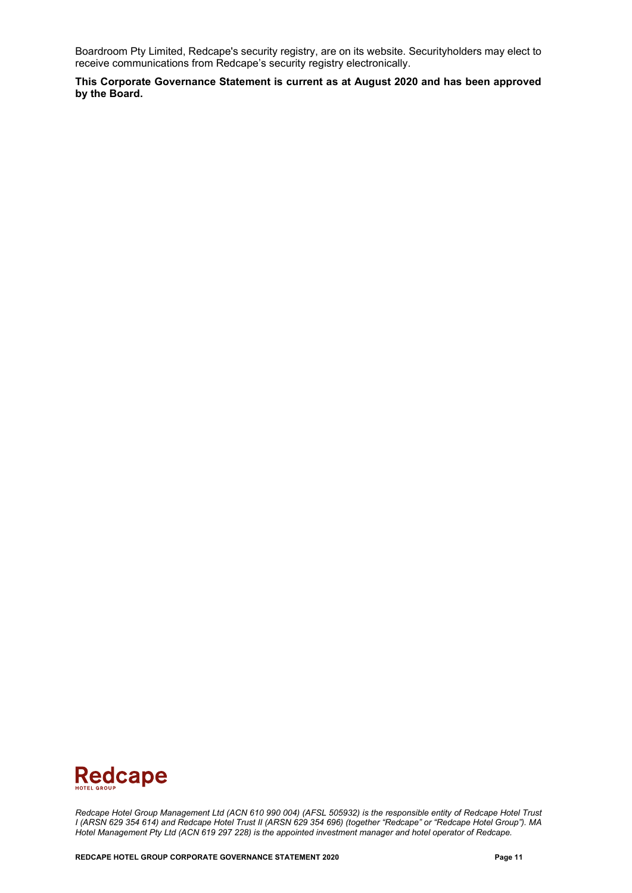Boardroom Pty Limited, Redcape's security registry, are on its website. Securityholders may elect to receive communications from Redcape's security registry electronically.

**This Corporate Governance Statement is current as at August 2020 and has been approved by the Board.**

Redcape
HOTEL GROUP

*Redcape Hotel Group Management Ltd (ACN 610 990 004) (AFSL 505932) is the responsible entity of Redcape Hotel Trust I (ARSN 629 354 614) and Redcape Hotel Trust II (ARSN 629 354 696) (together "Redcape" or "Redcape Hotel Group"). MA Hotel Management Pty Ltd (ACN 619 297 228) is the appointed investment manager and hotel operator of Redcape.*